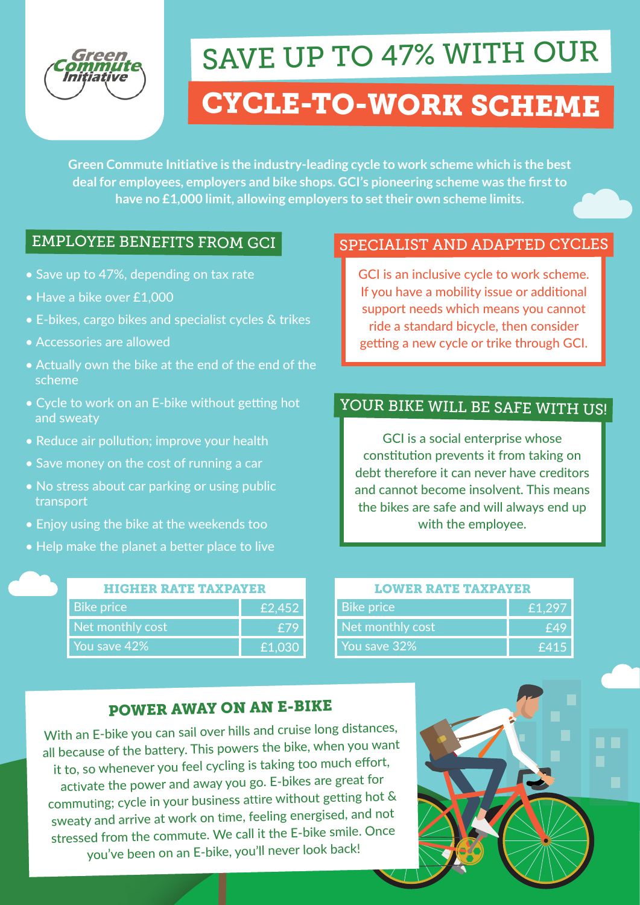Green Commute Initiative

# SAVE UP TO 47% WITH OUR CYCLE-TO-WORK SCHEME

**Green Commute Initiative is the industry-leading cycle to work scheme which is the best deal for employees, employers and bike shops. GCI's pioneering scheme was the first to have no £1,000 limit, allowing employers to set their own scheme limits.**

## EMPLOYEE BENEFITS FROM GCI

- Save up to 47%, depending on tax rate
- Have a bike over £1,000
- E-bikes, cargo bikes and specialist cycles & trikes
- Accessories are allowed
- Actually own the bike at the end of the end of the scheme
- Cycle to work on an E-bike without getting hot and sweaty
- Reduce air pollution; improve your health
- Save money on the cost of running a car
- No stress about car parking or using public transport
- Enjoy using the bike at the weekends too
- Help make the planet a better place to live

## SPECIALIST AND ADAPTED CYCLES

GCI is an inclusive cycle to work scheme. If you have a mobility issue or additional support needs which means you cannot ride a standard bicycle, then consider getting a new cycle or trike through GCI.

## YOUR BIKE WILL BE SAFE WITH US!

GCI is a social enterprise whose constitution prevents it from taking on debt therefore it can never have creditors and cannot become insolvent. This means the bikes are safe and will always end up with the employee.

| HIGHER RATE TAXPAYER | |
|---|---|
| Bike price | £2,452 |
| Net monthly cost | £79 |
| You save 42% | £1,030 |

| LOWER RATE TAXPAYER | |
|---|---|
| Bike price | £1,297 |
| Net monthly cost | £49 |
| You save 32% | £415 |

## POWER AWAY ON AN E-BIKE

With an E-bike you can sail over hills and cruise long distances, all because of the battery. This powers the bike, when you want it to, so whenever you feel cycling is taking too much effort, activate the power and away you go. E-bikes are great for commuting; cycle in your business attire without getting hot & sweaty and arrive at work on time, feeling energised, and not stressed from the commute. We call it the E-bike smile. Once you've been on an E-bike, you'll never look back!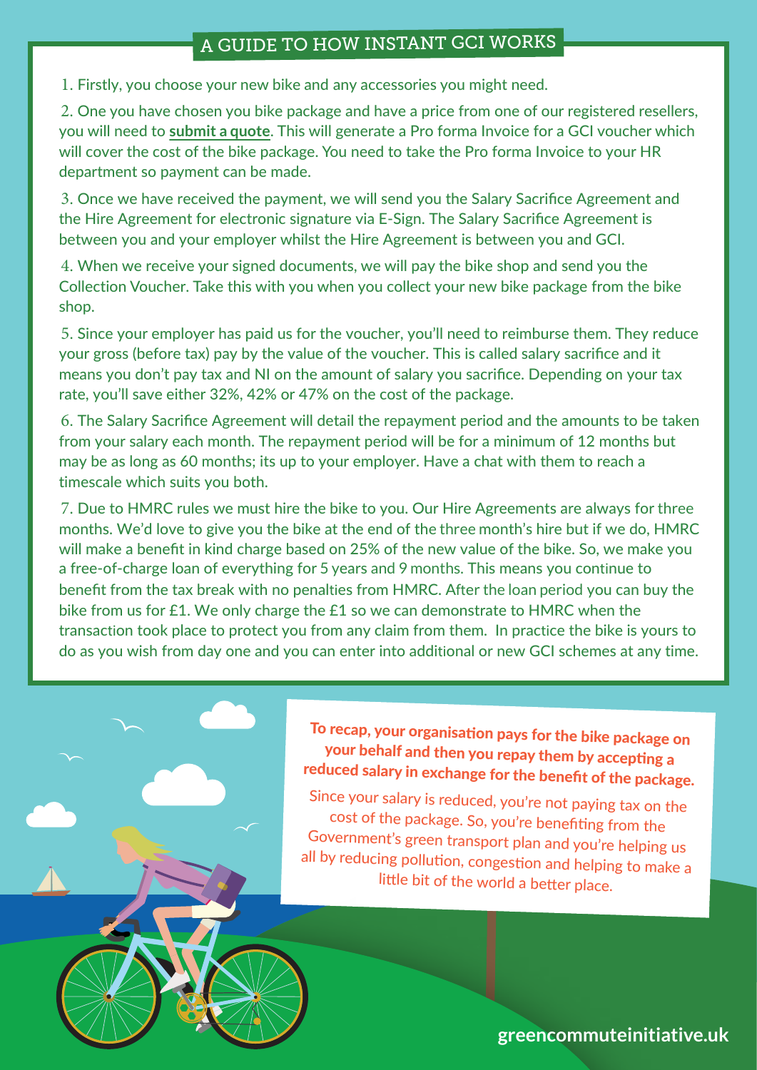## A GUIDE TO HOW INSTANT GCI WORKS

1. Firstly, you choose your new bike and any accessories you might need.

2. One you have chosen you bike package and have a price from one of our registered resellers, you will need to **submit a quote**. This will generate a Pro forma Invoice for a GCI voucher which will cover the cost of the bike package. You need to take the Pro forma Invoice to your HR department so payment can be made.

3. Once we have received the payment, we will send you the Salary Sacrifice Agreement and the Hire Agreement for electronic signature via E-Sign. The Salary Sacrifice Agreement is between you and your employer whilst the Hire Agreement is between you and GCI.

4. When we receive your signed documents, we will pay the bike shop and send you the Collection Voucher. Take this with you when you collect your new bike package from the bike shop.

5. Since your employer has paid us for the voucher, you'll need to reimburse them. They reduce your gross (before tax) pay by the value of the voucher. This is called salary sacrifice and it means you don't pay tax and NI on the amount of salary you sacrifice. Depending on your tax rate, you'll save either 32%, 42% or 47% on the cost of the package.

6. The Salary Sacrifice Agreement will detail the repayment period and the amounts to be taken from your salary each month. The repayment period will be for a minimum of 12 months but may be as long as 60 months; its up to your employer. Have a chat with them to reach a timescale which suits you both.

7. Due to HMRC rules we must hire the bike to you. Our Hire Agreements are always for three months. We'd love to give you the bike at the end of the three month's hire but if we do, HMRC will make a benefit in kind charge based on 25% of the new value of the bike. So, we make you a free-of-charge loan of everything for 5 years and 9 months. This means you continue to benefit from the tax break with no penalties from HMRC. After the loan period you can buy the bike from us for £1. We only charge the £1 so we can demonstrate to HMRC when the transaction took place to protect you from any claim from them. In practice the bike is yours to do as you wish from day one and you can enter into additional or new GCI schemes at any time.

**To recap, your organisation pays for the bike package on your behalf and then you repay them by accepting a reduced salary in exchange for the benefit of the package.**

Since your salary is reduced, you're not paying tax on the cost of the package. So, you're benefiting from the Government's green transport plan and you're helping us all by reducing pollution, congestion and helping to make a little bit of the world a better place.

greencommuteinitiative.uk